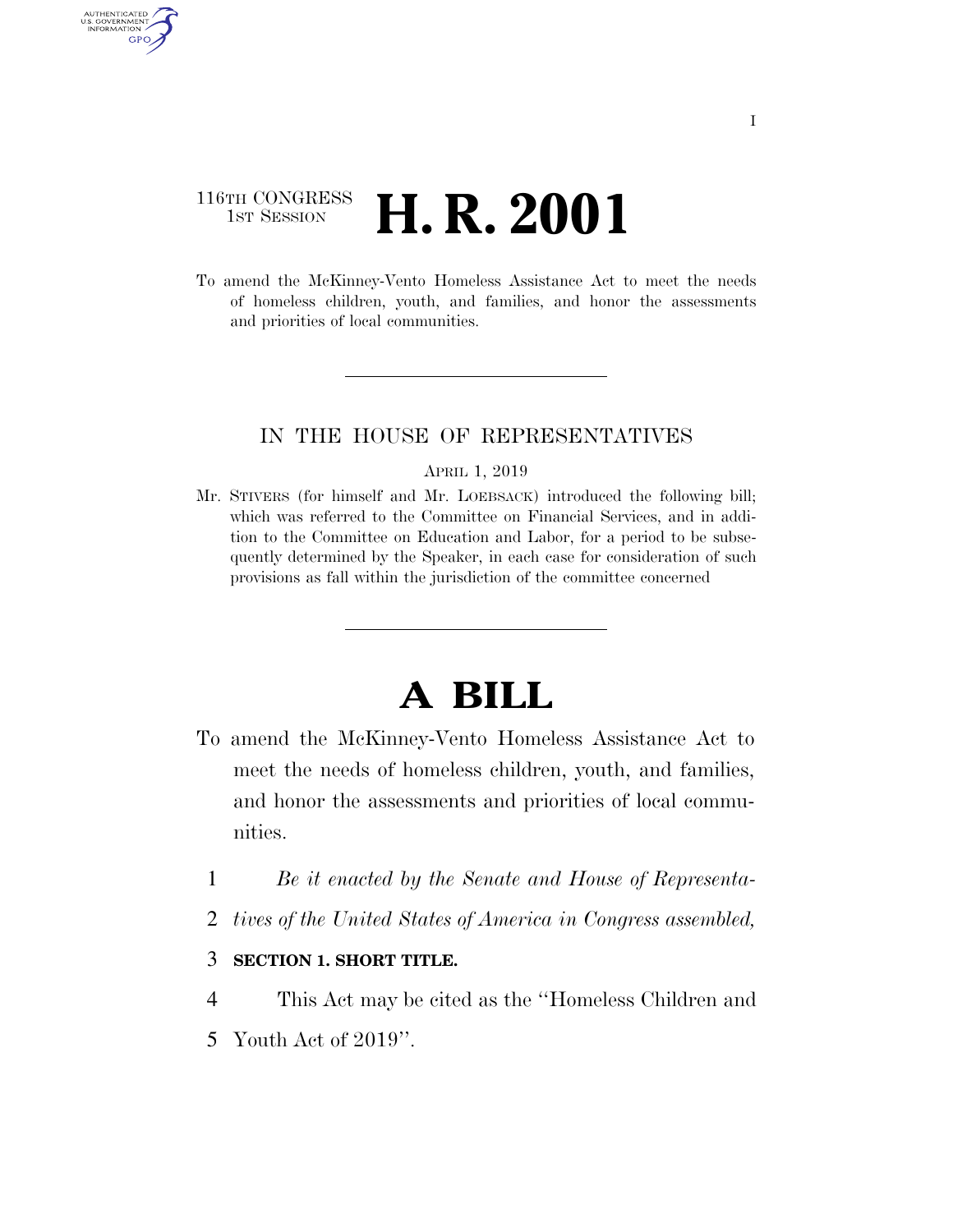116TH CONGRESS
1ST SESSION

# H. R. 2001

To amend the McKinney-Vento Homeless Assistance Act to meet the needs of homeless children, youth, and families, and honor the assessments and priorities of local communities.

IN THE HOUSE OF REPRESENTATIVES

APRIL 1, 2019

Mr. STIVERS (for himself and Mr. LOEBSACK) introduced the following bill; which was referred to the Committee on Financial Services, and in addition to the Committee on Education and Labor, for a period to be subsequently determined by the Speaker, in each case for consideration of such provisions as fall within the jurisdiction of the committee concerned

# A BILL

To amend the McKinney-Vento Homeless Assistance Act to meet the needs of homeless children, youth, and families, and honor the assessments and priorities of local communities.

1 *Be it enacted by the Senate and House of Representa-*
2 *tives of the United States of America in Congress assembled,*

3 **SECTION 1. SHORT TITLE.**

4 This Act may be cited as the ''Homeless Children and
5 Youth Act of 2019''.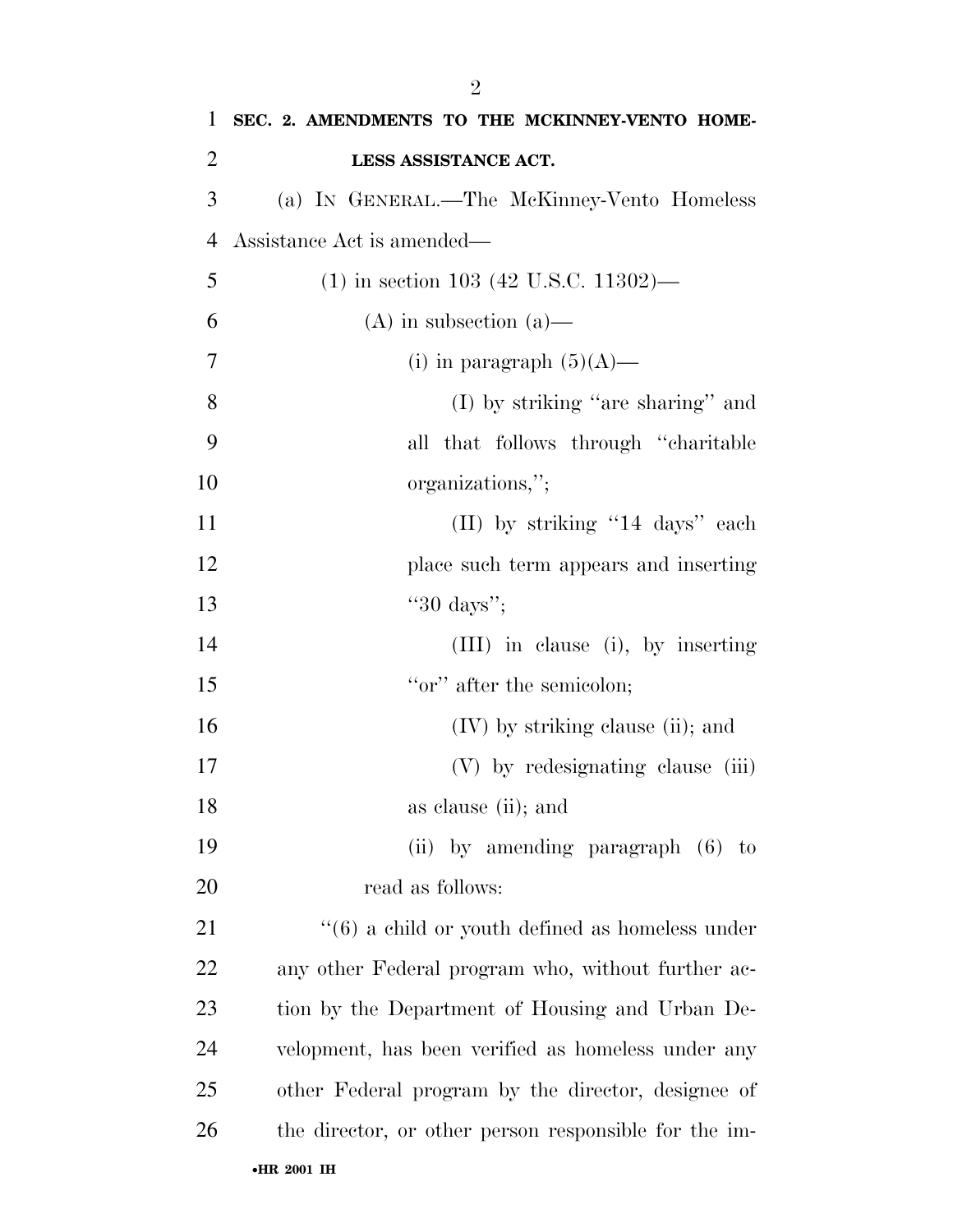**SEC. 2. AMENDMENTS TO THE MCKINNEY-VENTO HOMELESS ASSISTANCE ACT.**

(a) IN GENERAL.—The McKinney-Vento Homeless Assistance Act is amended—

(1) in section 103 (42 U.S.C. 11302)—

(A) in subsection (a)—

(i) in paragraph (5)(A)—

(I) by striking ''are sharing'' and all that follows through ''charitable organizations,'';

(II) by striking ''14 days'' each place such term appears and inserting ''30 days'';

(III) in clause (i), by inserting ''or'' after the semicolon;

(IV) by striking clause (ii); and

(V) by redesignating clause (iii) as clause (ii); and

(ii) by amending paragraph (6) to read as follows:

''(6) a child or youth defined as homeless under any other Federal program who, without further action by the Department of Housing and Urban Development, has been verified as homeless under any other Federal program by the director, designee of the director, or other person responsible for the im-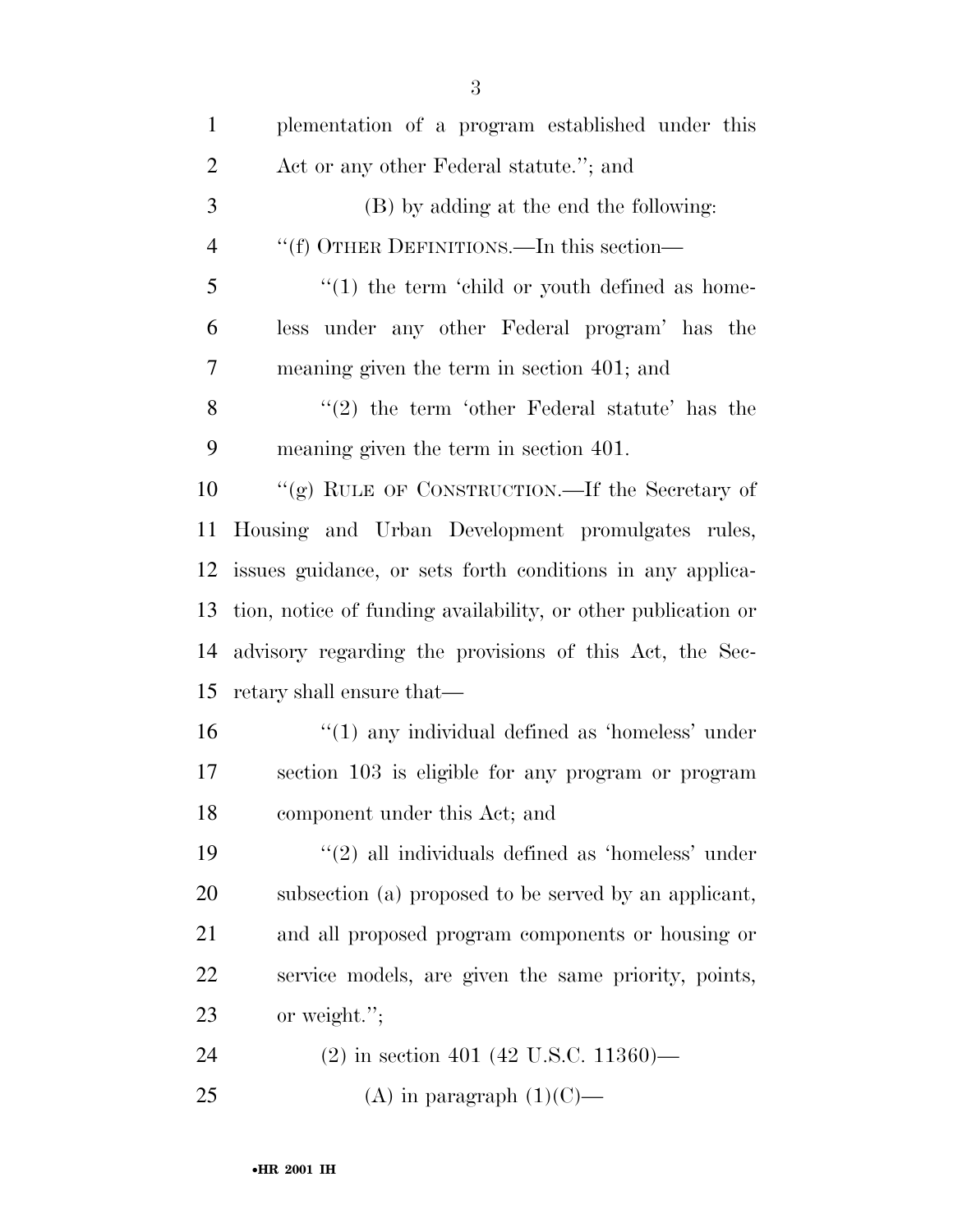plementation of a program established under this Act or any other Federal statute.''; and

(B) by adding at the end the following:

''(f) OTHER DEFINITIONS.—In this section—

''(1) the term 'child or youth defined as homeless under any other Federal program' has the meaning given the term in section 401; and

''(2) the term 'other Federal statute' has the meaning given the term in section 401.

''(g) RULE OF CONSTRUCTION.—If the Secretary of Housing and Urban Development promulgates rules, issues guidance, or sets forth conditions in any application, notice of funding availability, or other publication or advisory regarding the provisions of this Act, the Secretary shall ensure that—

''(1) any individual defined as 'homeless' under section 103 is eligible for any program or program component under this Act; and

''(2) all individuals defined as 'homeless' under subsection (a) proposed to be served by an applicant, and all proposed program components or housing or service models, are given the same priority, points, or weight.'';

(2) in section 401 (42 U.S.C. 11360)—

(A) in paragraph (1)(C)—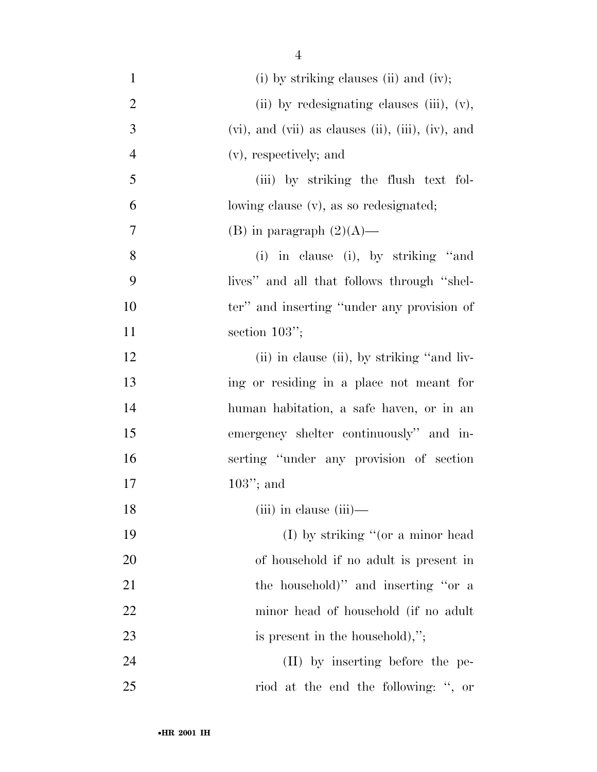(i) by striking clauses (ii) and (iv);

(ii) by redesignating clauses (iii), (v), (vi), and (vii) as clauses (ii), (iii), (iv), and (v), respectively; and

(iii) by striking the flush text following clause (v), as so redesignated;

(B) in paragraph (2)(A)—

(i) in clause (i), by striking "and lives" and all that follows through "shelter" and inserting "under any provision of section 103";

(ii) in clause (ii), by striking "and living or residing in a place not meant for human habitation, a safe haven, or in an emergency shelter continuously" and inserting "under any provision of section 103"; and

(iii) in clause (iii)—

(I) by striking "(or a minor head of household if no adult is present in the household)" and inserting "or a minor head of household (if no adult is present in the household),";

(II) by inserting before the period at the end the following: ", or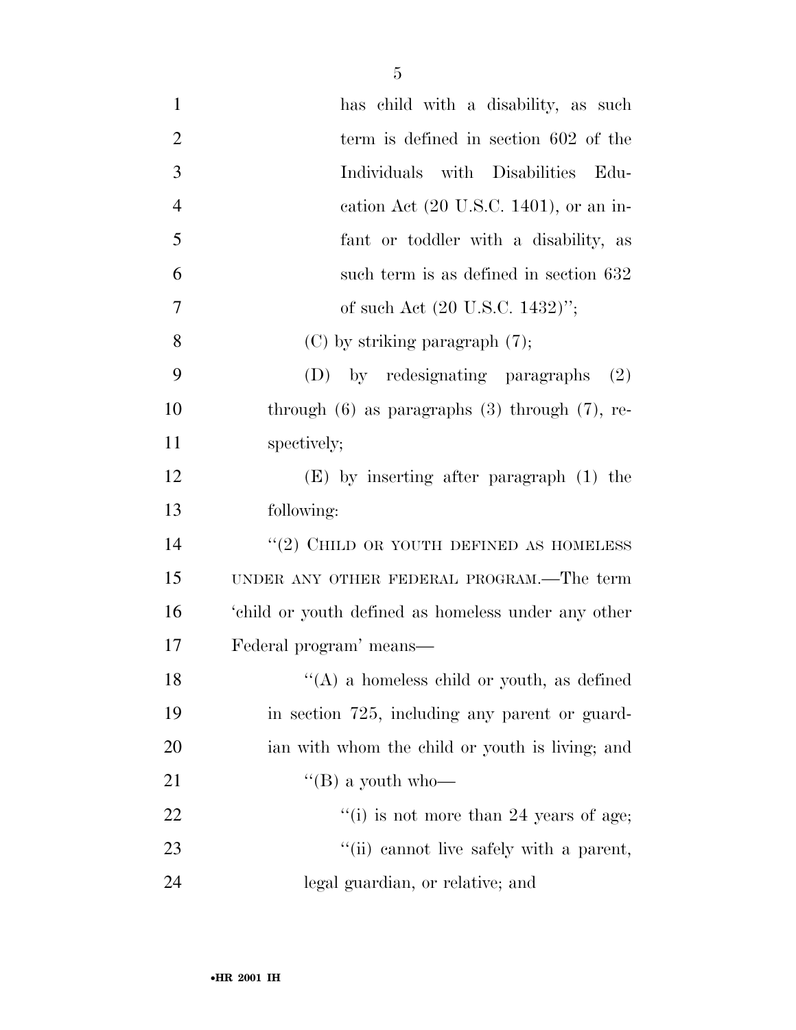has child with a disability, as such term is defined in section 602 of the Individuals with Disabilities Education Act (20 U.S.C. 1401), or an infant or toddler with a disability, as such term is as defined in section 632 of such Act (20 U.S.C. 1432)'';

(C) by striking paragraph (7);

(D) by redesignating paragraphs (2) through (6) as paragraphs (3) through (7), respectively;

(E) by inserting after paragraph (1) the following:

''(2) CHILD OR YOUTH DEFINED AS HOMELESS UNDER ANY OTHER FEDERAL PROGRAM.—The term 'child or youth defined as homeless under any other Federal program' means—

''(A) a homeless child or youth, as defined in section 725, including any parent or guardian with whom the child or youth is living; and

''(B) a youth who—

''(i) is not more than 24 years of age;

''(ii) cannot live safely with a parent, legal guardian, or relative; and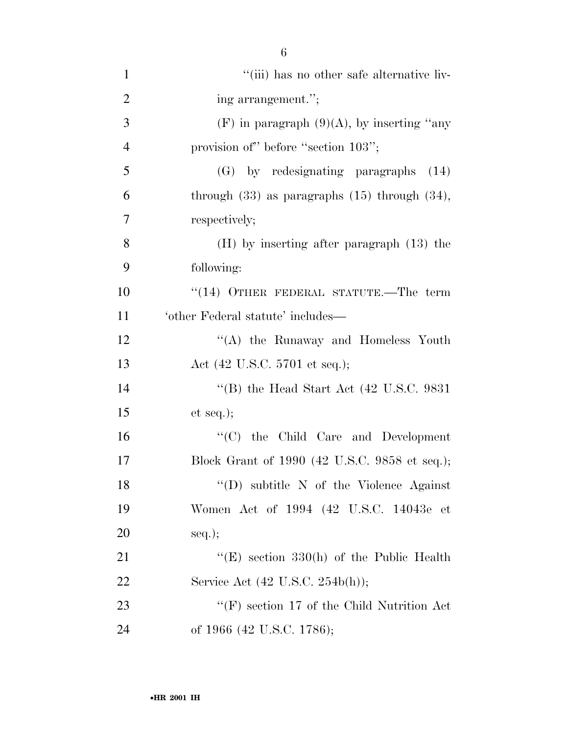''(iii) has no other safe alternative living arrangement.'';

(F) in paragraph (9)(A), by inserting ''any provision of'' before ''section 103'';

(G) by redesignating paragraphs (14) through (33) as paragraphs (15) through (34), respectively;

(H) by inserting after paragraph (13) the following:

''(14) OTHER FEDERAL STATUTE.—The term 'other Federal statute' includes—

''(A) the Runaway and Homeless Youth Act (42 U.S.C. 5701 et seq.);

''(B) the Head Start Act (42 U.S.C. 9831 et seq.);

''(C) the Child Care and Development Block Grant of 1990 (42 U.S.C. 9858 et seq.);

''(D) subtitle N of the Violence Against Women Act of 1994 (42 U.S.C. 14043e et seq.);

''(E) section 330(h) of the Public Health Service Act (42 U.S.C. 254b(h));

''(F) section 17 of the Child Nutrition Act of 1966 (42 U.S.C. 1786);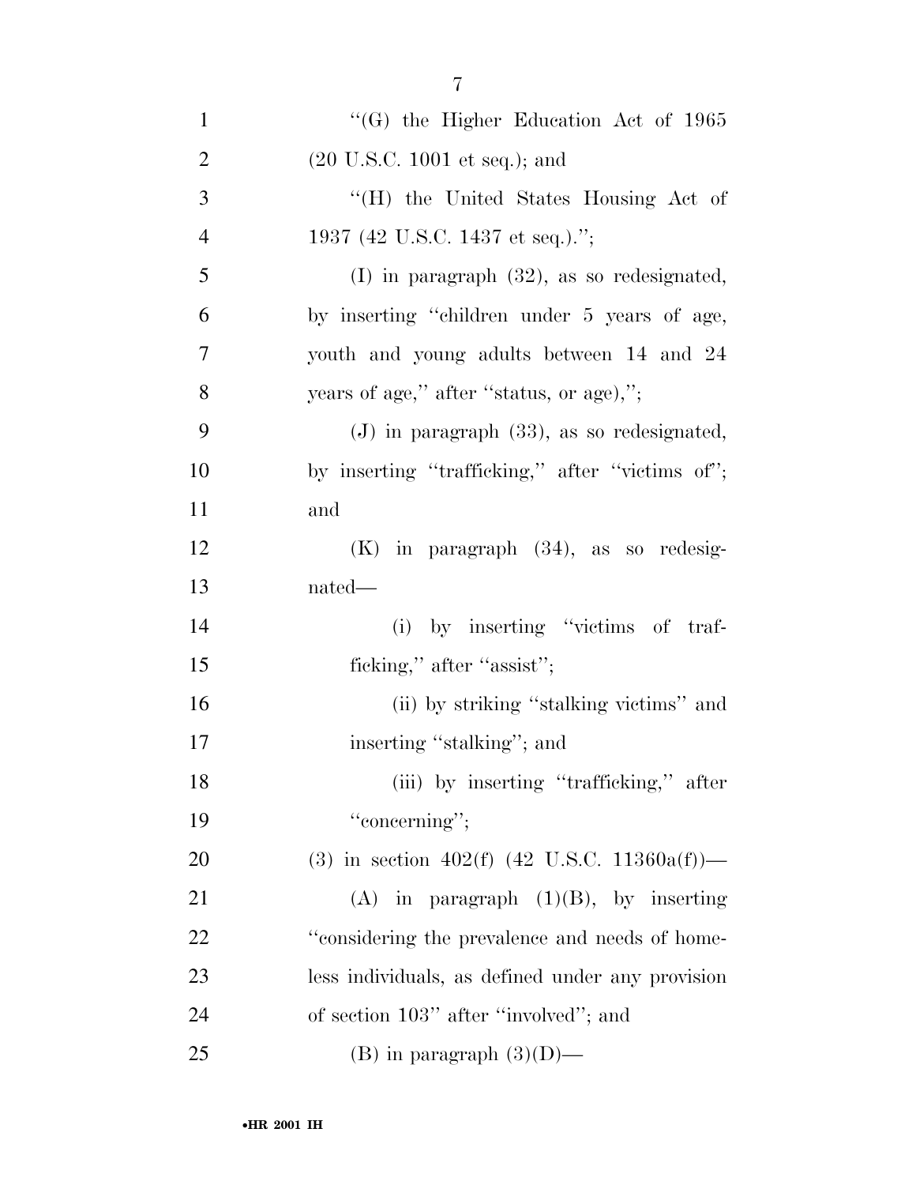''(G) the Higher Education Act of 1965 (20 U.S.C. 1001 et seq.); and

''(H) the United States Housing Act of 1937 (42 U.S.C. 1437 et seq.).'';

(I) in paragraph (32), as so redesignated, by inserting ''children under 5 years of age, youth and young adults between 14 and 24 years of age,'' after ''status, or age),'';

(J) in paragraph (33), as so redesignated, by inserting ''trafficking,'' after ''victims of''; and

(K) in paragraph (34), as so redesignated—

(i) by inserting ''victims of trafficking,'' after ''assist'';

(ii) by striking ''stalking victims'' and inserting ''stalking''; and

(iii) by inserting ''trafficking,'' after ''concerning'';

(3) in section 402(f) (42 U.S.C. 11360a(f))—

(A) in paragraph (1)(B), by inserting ''considering the prevalence and needs of homeless individuals, as defined under any provision of section 103'' after ''involved''; and

(B) in paragraph (3)(D)—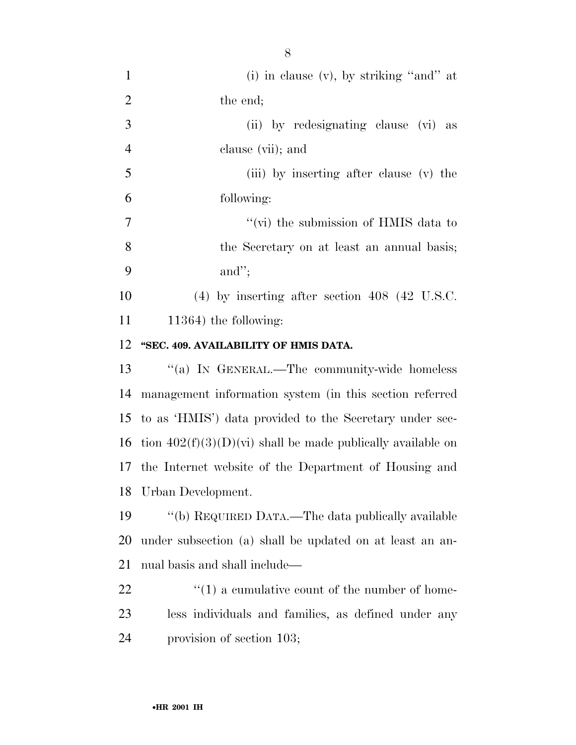(i) in clause (v), by striking "and" at the end;

(ii) by redesignating clause (vi) as clause (vii); and

(iii) by inserting after clause (v) the following:

"(vi) the submission of HMIS data to the Secretary on at least an annual basis; and";

(4) by inserting after section 408 (42 U.S.C. 11364) the following:

**"SEC. 409. AVAILABILITY OF HMIS DATA.**

"(a) IN GENERAL.—The community-wide homeless management information system (in this section referred to as 'HMIS') data provided to the Secretary under section 402(f)(3)(D)(vi) shall be made publically available on the Internet website of the Department of Housing and Urban Development.

"(b) REQUIRED DATA.—The data publically available under subsection (a) shall be updated on at least an annual basis and shall include—

"(1) a cumulative count of the number of homeless individuals and families, as defined under any provision of section 103;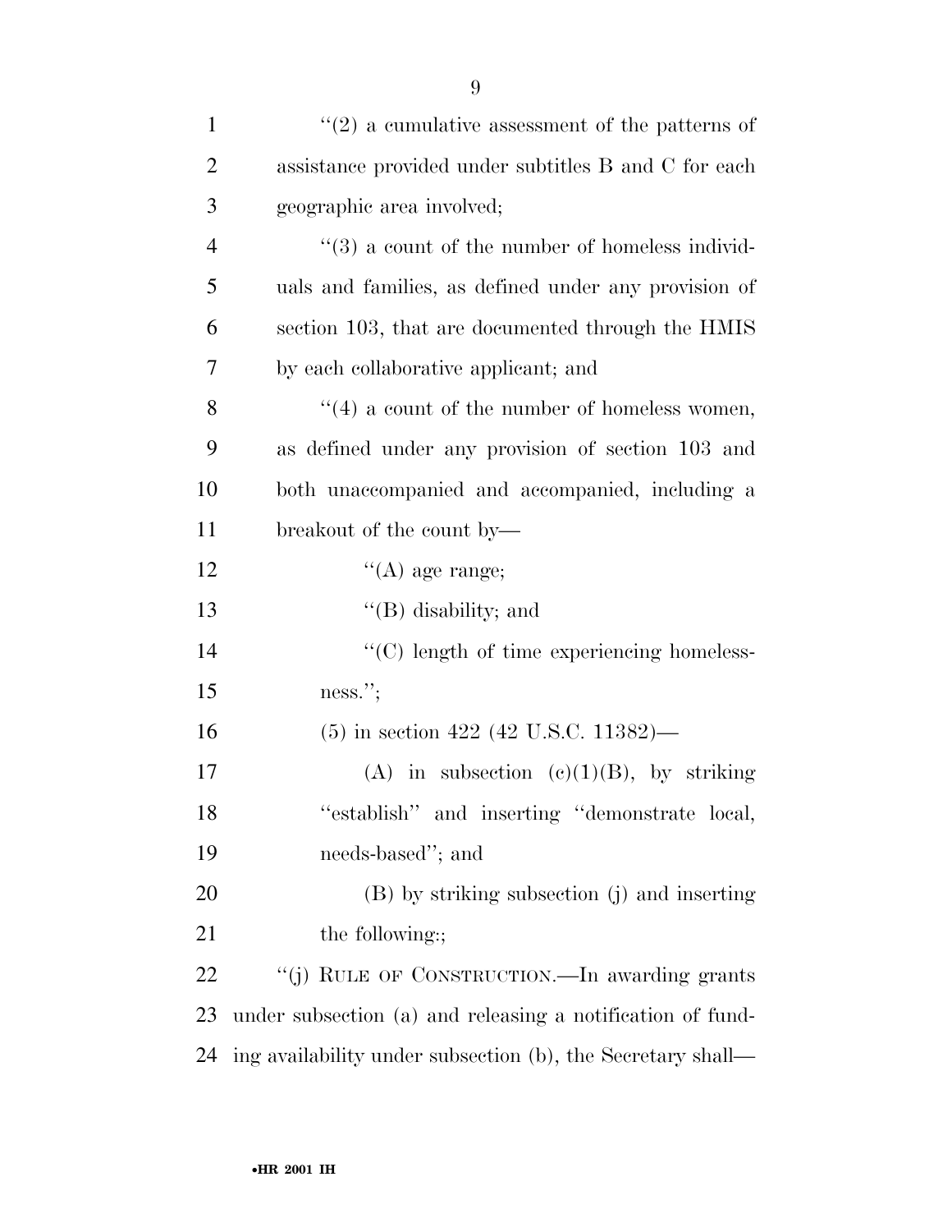''(2) a cumulative assessment of the patterns of assistance provided under subtitles B and C for each geographic area involved;

''(3) a count of the number of homeless individuals and families, as defined under any provision of section 103, that are documented through the HMIS by each collaborative applicant; and

''(4) a count of the number of homeless women, as defined under any provision of section 103 and both unaccompanied and accompanied, including a breakout of the count by—

''(A) age range;

''(B) disability; and

''(C) length of time experiencing homelessness.'';

(5) in section 422 (42 U.S.C. 11382)—

(A) in subsection (c)(1)(B), by striking ''establish'' and inserting ''demonstrate local, needs-based''; and

(B) by striking subsection (j) and inserting the following:;

''(j) RULE OF CONSTRUCTION.—In awarding grants under subsection (a) and releasing a notification of funding availability under subsection (b), the Secretary shall—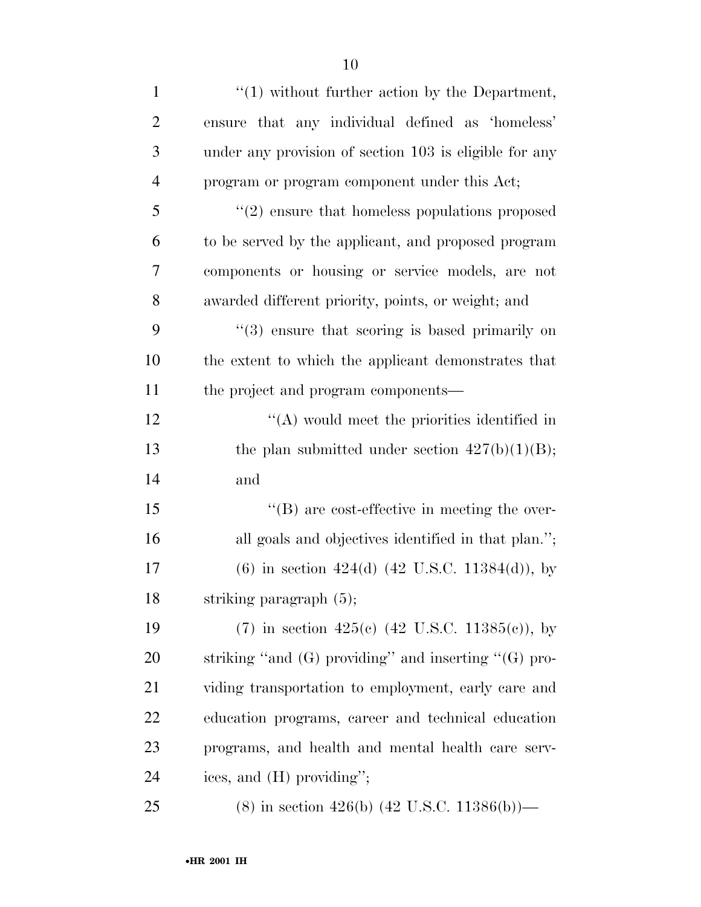''(1) without further action by the Department, ensure that any individual defined as 'homeless' under any provision of section 103 is eligible for any program or program component under this Act;

''(2) ensure that homeless populations proposed to be served by the applicant, and proposed program components or housing or service models, are not awarded different priority, points, or weight; and

''(3) ensure that scoring is based primarily on the extent to which the applicant demonstrates that the project and program components—

''(A) would meet the priorities identified in the plan submitted under section 427(b)(1)(B); and

''(B) are cost-effective in meeting the overall goals and objectives identified in that plan.'';

(6) in section 424(d) (42 U.S.C. 11384(d)), by striking paragraph (5);

(7) in section 425(c) (42 U.S.C. 11385(c)), by striking ''and (G) providing'' and inserting ''(G) providing transportation to employment, early care and education programs, career and technical education programs, and health and mental health care services, and (H) providing'';

(8) in section 426(b) (42 U.S.C. 11386(b))—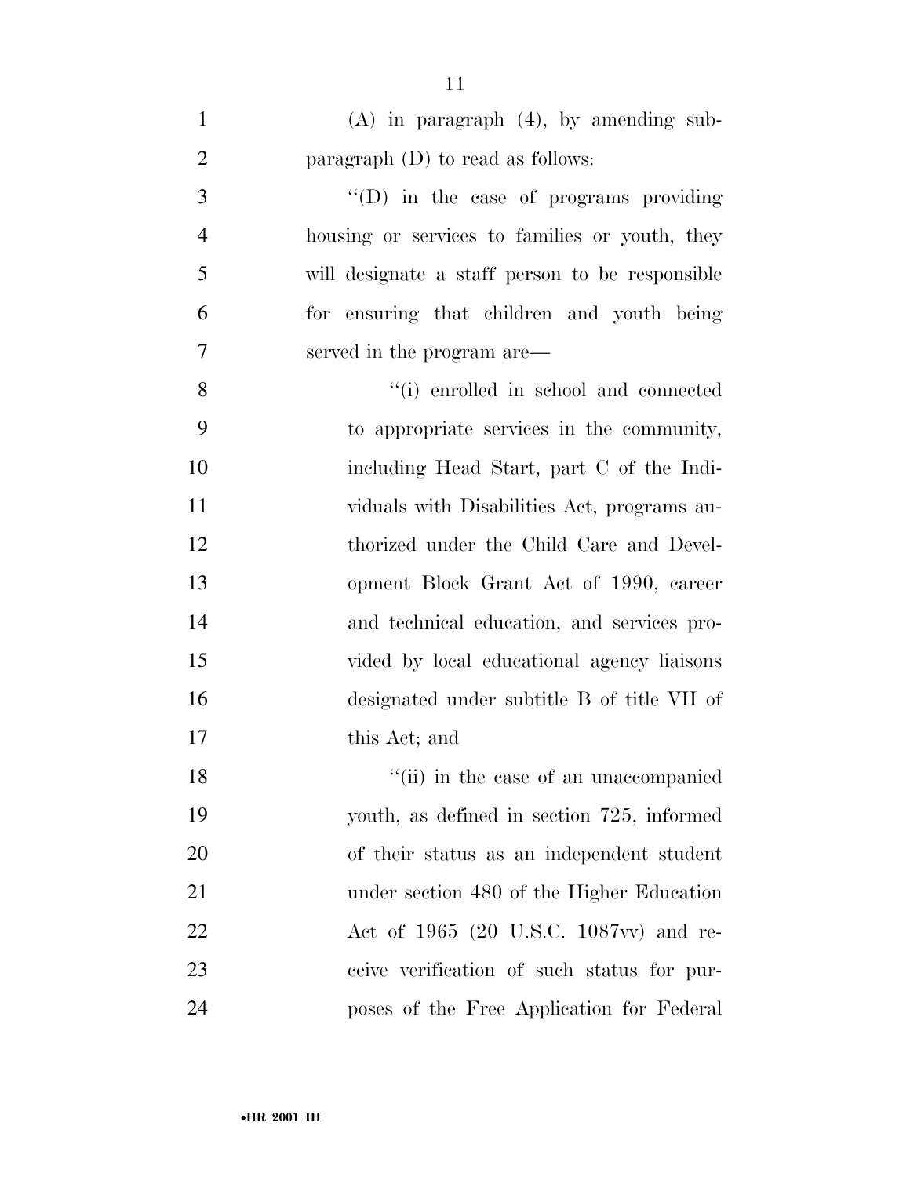(A) in paragraph (4), by amending subparagraph (D) to read as follows:

"(D) in the case of programs providing housing or services to families or youth, they will designate a staff person to be responsible for ensuring that children and youth being served in the program are—

"(i) enrolled in school and connected to appropriate services in the community, including Head Start, part C of the Individuals with Disabilities Act, programs authorized under the Child Care and Development Block Grant Act of 1990, career and technical education, and services provided by local educational agency liaisons designated under subtitle B of title VII of this Act; and

"(ii) in the case of an unaccompanied youth, as defined in section 725, informed of their status as an independent student under section 480 of the Higher Education Act of 1965 (20 U.S.C. 1087vv) and receive verification of such status for purposes of the Free Application for Federal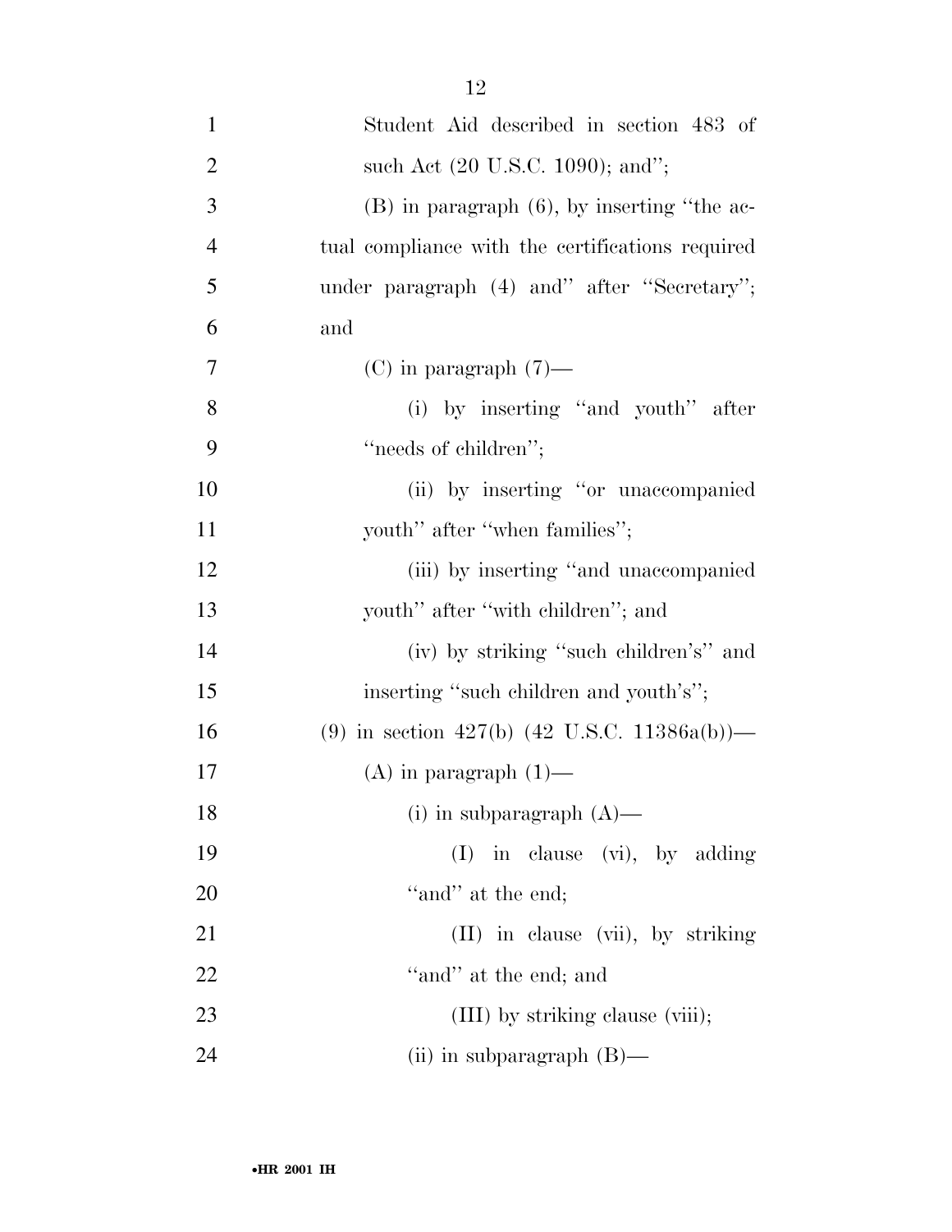Student Aid described in section 483 of such Act (20 U.S.C. 1090); and'';

(B) in paragraph (6), by inserting ''the actual compliance with the certifications required under paragraph (4) and'' after ''Secretary''; and

(C) in paragraph (7)—

(i) by inserting ''and youth'' after ''needs of children'';

(ii) by inserting ''or unaccompanied youth'' after ''when families'';

(iii) by inserting ''and unaccompanied youth'' after ''with children''; and

(iv) by striking ''such children's'' and inserting ''such children and youth's'';

(9) in section 427(b) (42 U.S.C. 11386a(b))—

(A) in paragraph (1)—

(i) in subparagraph (A)—

(I) in clause (vi), by adding ''and'' at the end;

(II) in clause (vii), by striking ''and'' at the end; and

(III) by striking clause (viii);

(ii) in subparagraph (B)—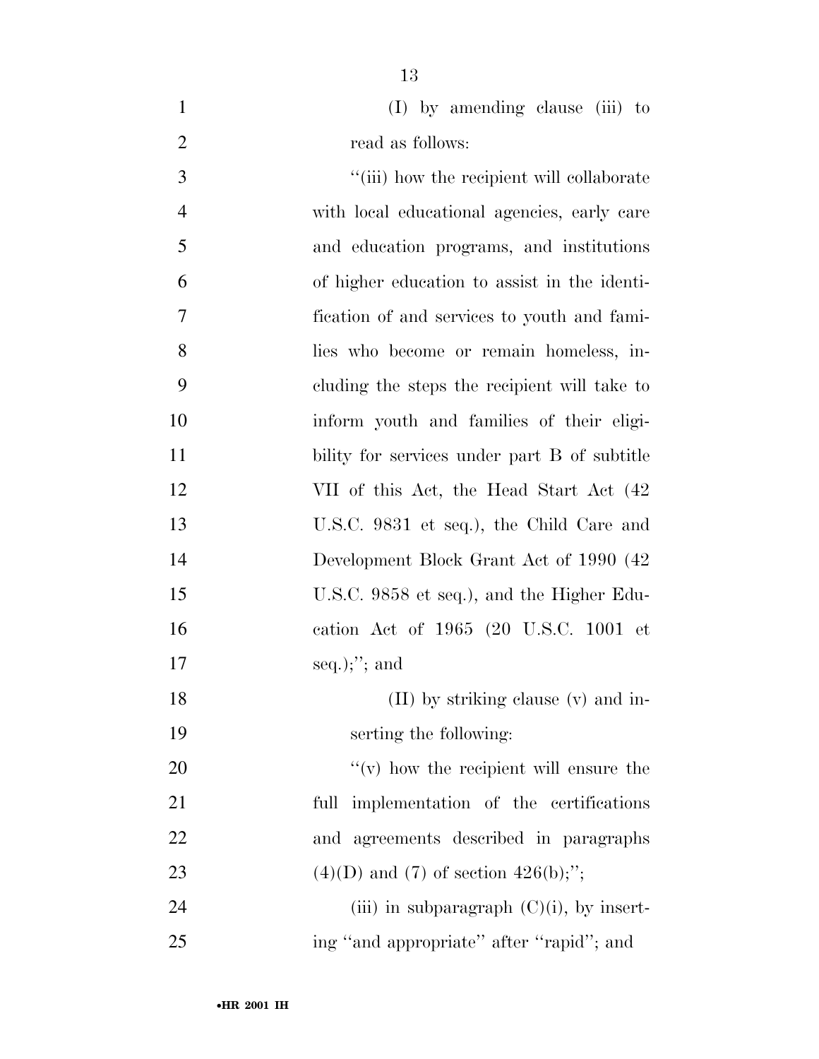(I) by amending clause (iii) to read as follows:

''(iii) how the recipient will collaborate with local educational agencies, early care and education programs, and institutions of higher education to assist in the identification of and services to youth and families who become or remain homeless, including the steps the recipient will take to inform youth and families of their eligibility for services under part B of subtitle VII of this Act, the Head Start Act (42 U.S.C. 9831 et seq.), the Child Care and Development Block Grant Act of 1990 (42 U.S.C. 9858 et seq.), and the Higher Education Act of 1965 (20 U.S.C. 1001 et seq.);''; and

(II) by striking clause (v) and inserting the following:

''(v) how the recipient will ensure the full implementation of the certifications and agreements described in paragraphs (4)(D) and (7) of section 426(b);'';

(iii) in subparagraph (C)(i), by inserting ''and appropriate'' after ''rapid''; and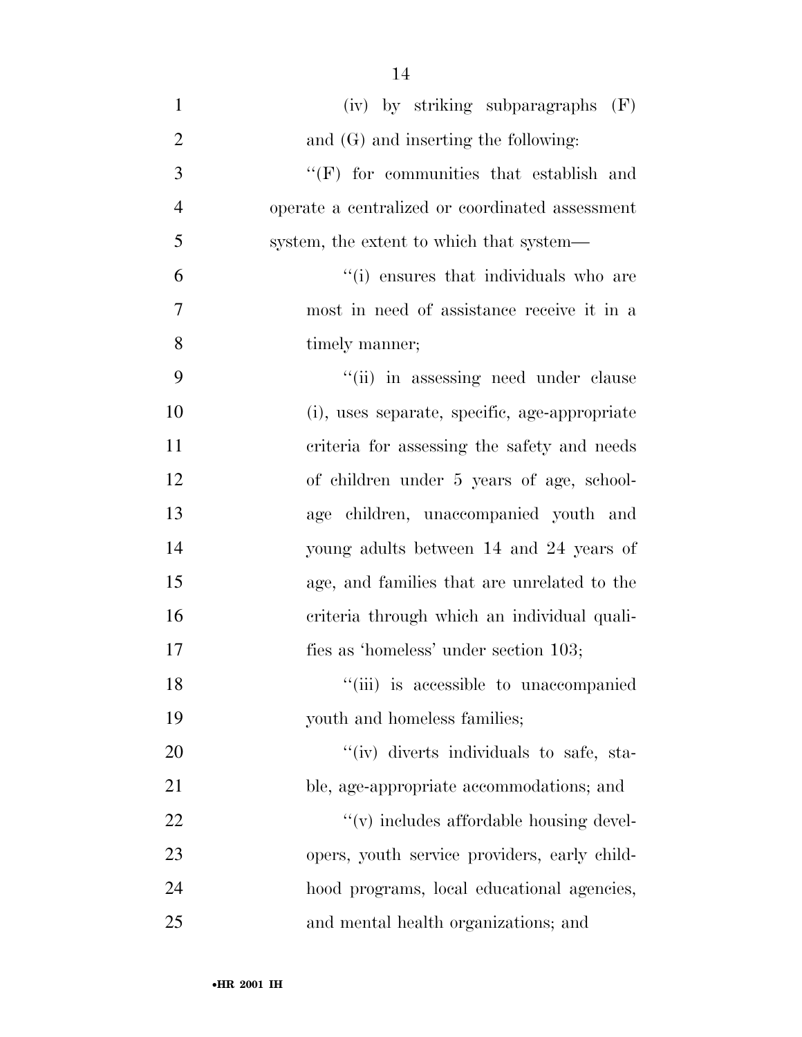(iv) by striking subparagraphs (F) and (G) and inserting the following:

''(F) for communities that establish and operate a centralized or coordinated assessment system, the extent to which that system—

''(i) ensures that individuals who are most in need of assistance receive it in a timely manner;

''(ii) in assessing need under clause (i), uses separate, specific, age-appropriate criteria for assessing the safety and needs of children under 5 years of age, school-age children, unaccompanied youth and young adults between 14 and 24 years of age, and families that are unrelated to the criteria through which an individual qualifies as 'homeless' under section 103;

''(iii) is accessible to unaccompanied youth and homeless families;

''(iv) diverts individuals to safe, stable, age-appropriate accommodations; and

''(v) includes affordable housing developers, youth service providers, early childhood programs, local educational agencies, and mental health organizations; and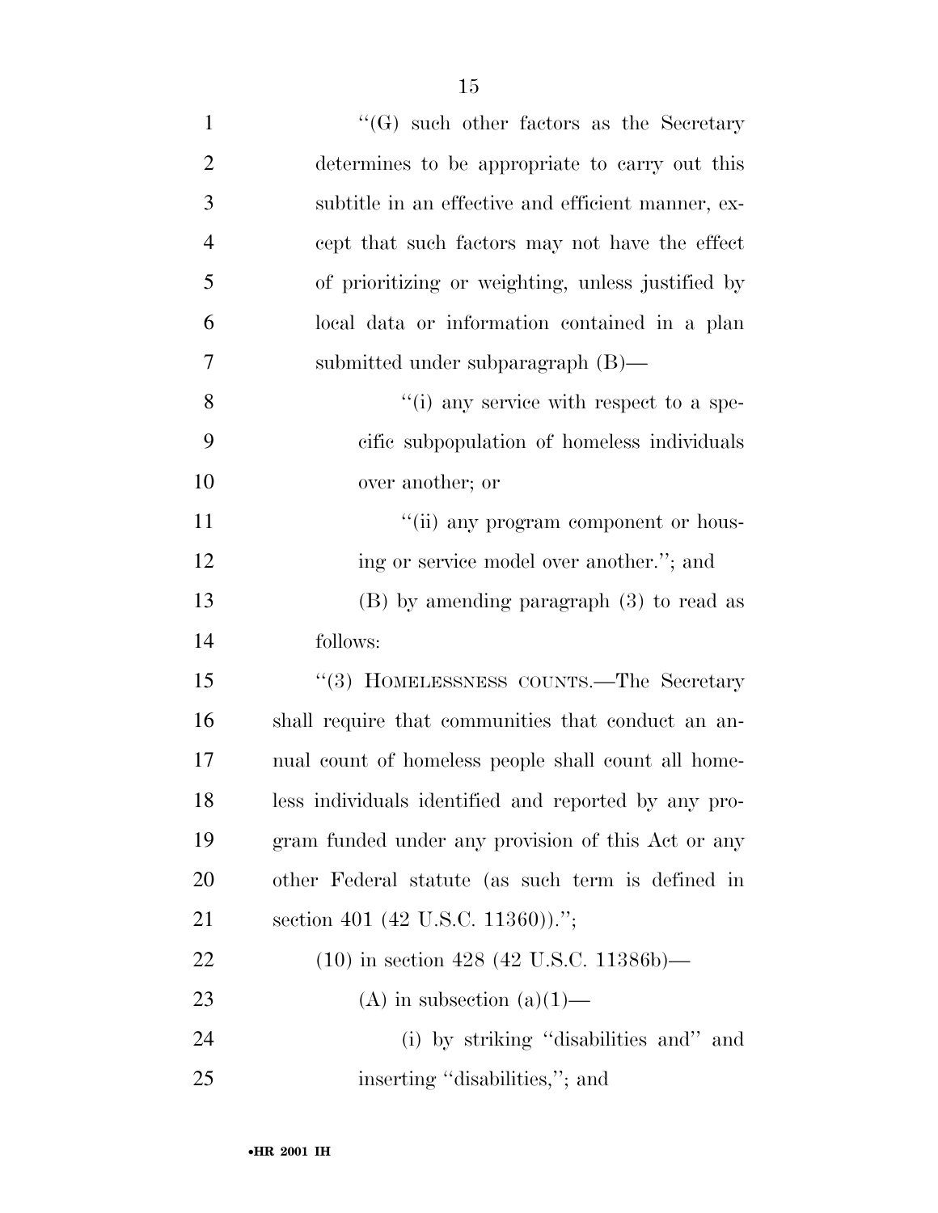"(G) such other factors as the Secretary determines to be appropriate to carry out this subtitle in an effective and efficient manner, except that such factors may not have the effect of prioritizing or weighting, unless justified by local data or information contained in a plan submitted under subparagraph (B)—

"(i) any service with respect to a specific subpopulation of homeless individuals over another; or

"(ii) any program component or housing or service model over another."; and

(B) by amending paragraph (3) to read as follows:

"(3) HOMELESSNESS COUNTS.—The Secretary shall require that communities that conduct an annual count of homeless people shall count all homeless individuals identified and reported by any program funded under any provision of this Act or any other Federal statute (as such term is defined in section 401 (42 U.S.C. 11360)).";

(10) in section 428 (42 U.S.C. 11386b)—

(A) in subsection (a)(1)—

(i) by striking "disabilities and" and inserting "disabilities,"; and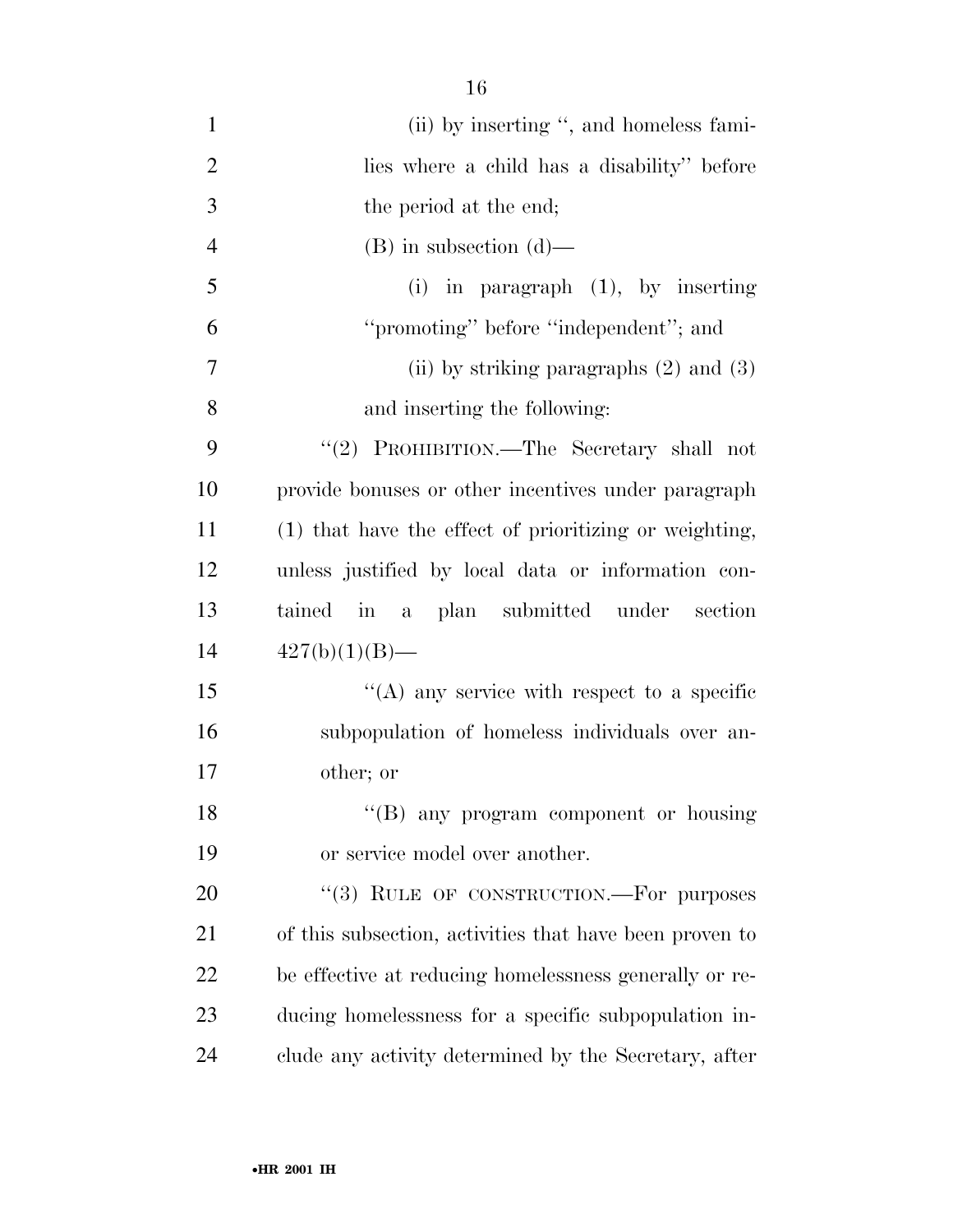(ii) by inserting ", and homeless families where a child has a disability" before the period at the end;

(B) in subsection (d)—

(i) in paragraph (1), by inserting "promoting" before "independent"; and

(ii) by striking paragraphs (2) and (3) and inserting the following:

"(2) PROHIBITION.—The Secretary shall not provide bonuses or other incentives under paragraph (1) that have the effect of prioritizing or weighting, unless justified by local data or information contained in a plan submitted under section 427(b)(1)(B)—

"(A) any service with respect to a specific subpopulation of homeless individuals over another; or

"(B) any program component or housing or service model over another.

"(3) RULE OF CONSTRUCTION.—For purposes of this subsection, activities that have been proven to be effective at reducing homelessness generally or reducing homelessness for a specific subpopulation include any activity determined by the Secretary, after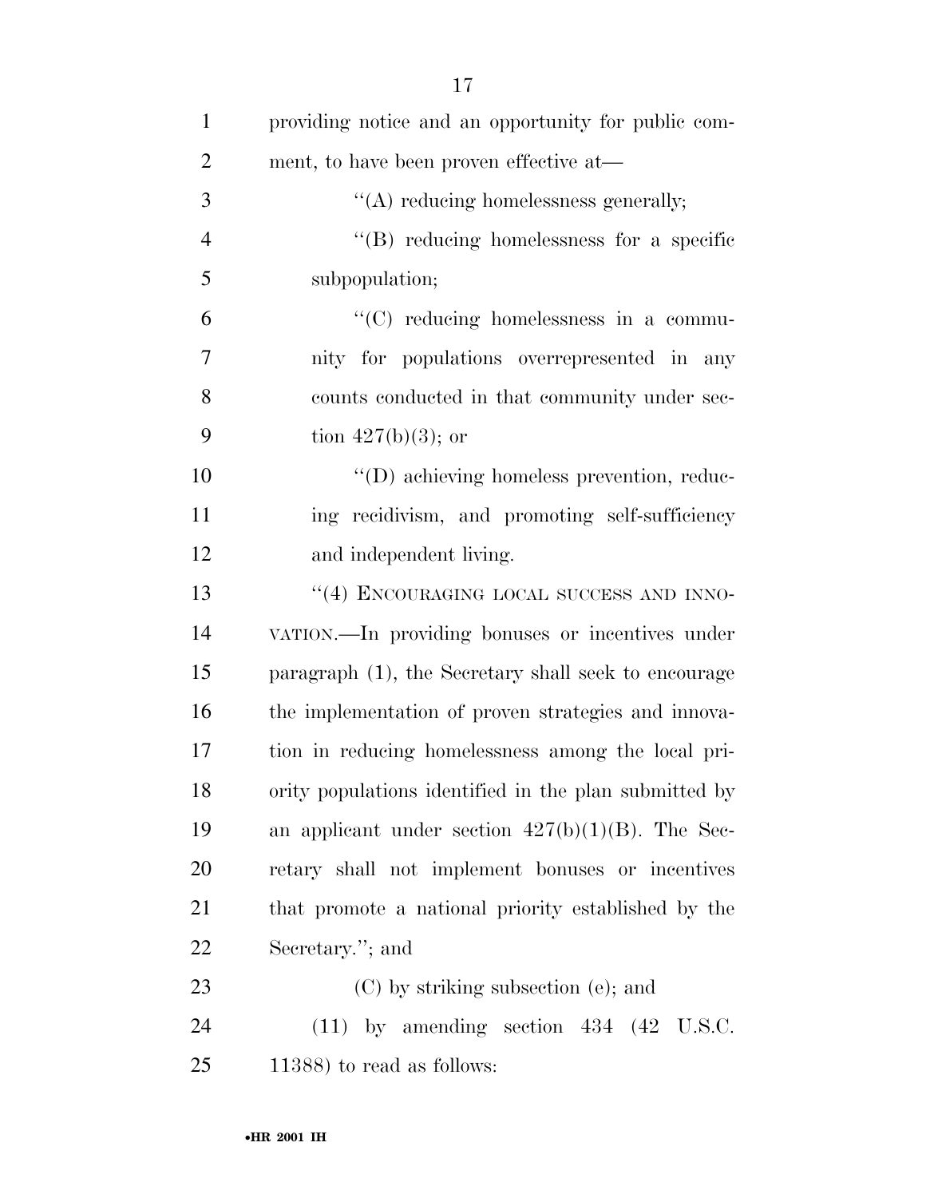providing notice and an opportunity for public comment, to have been proven effective at—

"(A) reducing homelessness generally;

"(B) reducing homelessness for a specific subpopulation;

"(C) reducing homelessness in a community for populations overrepresented in any counts conducted in that community under section 427(b)(3); or

"(D) achieving homeless prevention, reducing recidivism, and promoting self-sufficiency and independent living.

"(4) ENCOURAGING LOCAL SUCCESS AND INNOVATION.—In providing bonuses or incentives under paragraph (1), the Secretary shall seek to encourage the implementation of proven strategies and innovation in reducing homelessness among the local priority populations identified in the plan submitted by an applicant under section 427(b)(1)(B). The Secretary shall not implement bonuses or incentives that promote a national priority established by the Secretary."; and

(C) by striking subsection (e); and

(11) by amending section 434 (42 U.S.C. 11388) to read as follows: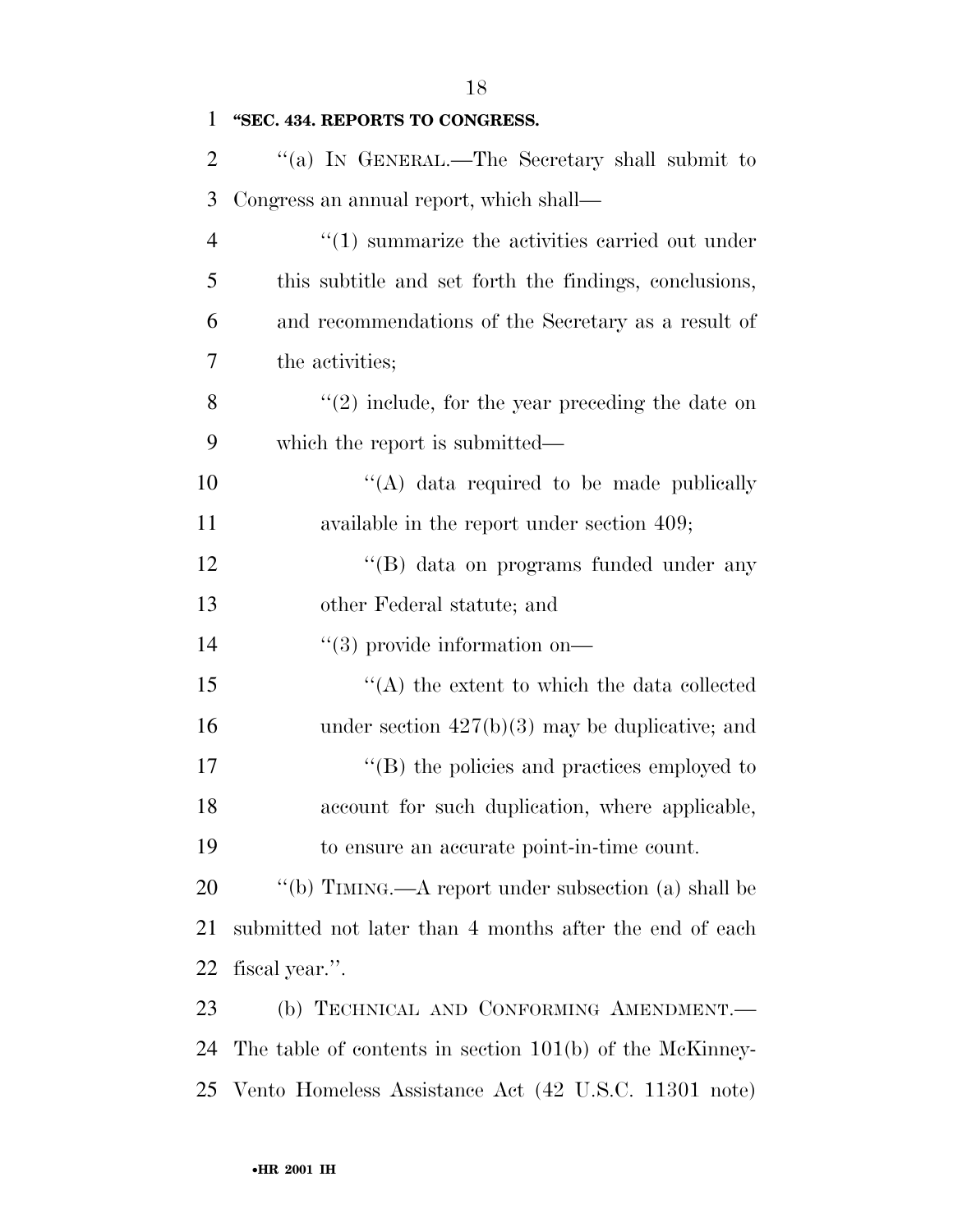**"SEC. 434. REPORTS TO CONGRESS.**

"(a) IN GENERAL.—The Secretary shall submit to Congress an annual report, which shall—

"(1) summarize the activities carried out under this subtitle and set forth the findings, conclusions, and recommendations of the Secretary as a result of the activities;

"(2) include, for the year preceding the date on which the report is submitted—

"(A) data required to be made publically available in the report under section 409;

"(B) data on programs funded under any other Federal statute; and

"(3) provide information on—

"(A) the extent to which the data collected under section 427(b)(3) may be duplicative; and

"(B) the policies and practices employed to account for such duplication, where applicable, to ensure an accurate point-in-time count.

"(b) TIMING.—A report under subsection (a) shall be submitted not later than 4 months after the end of each fiscal year.".

(b) TECHNICAL AND CONFORMING AMENDMENT.—The table of contents in section 101(b) of the McKinney-Vento Homeless Assistance Act (42 U.S.C. 11301 note)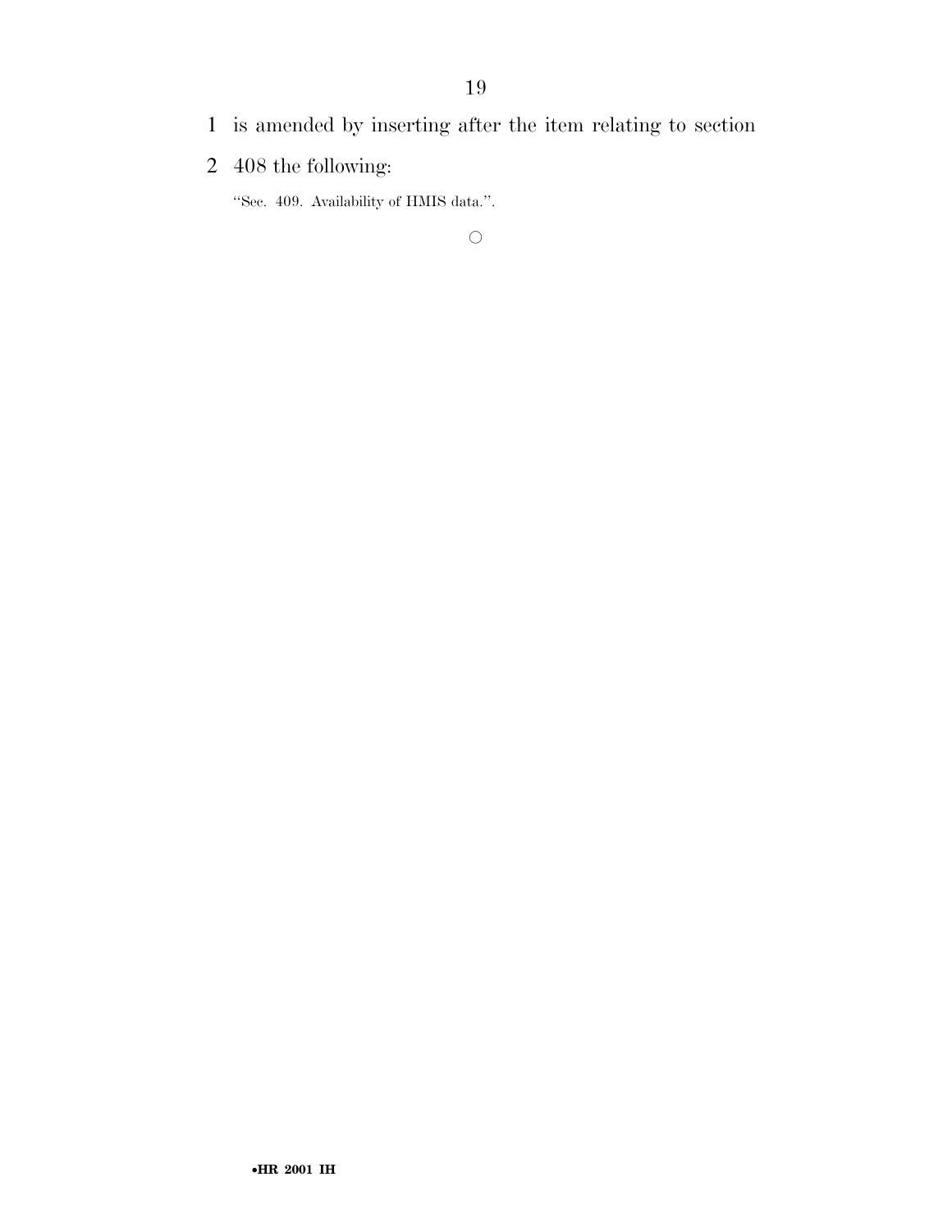is amended by inserting after the item relating to section 408 the following:

"Sec. 409. Availability of HMIS data.".